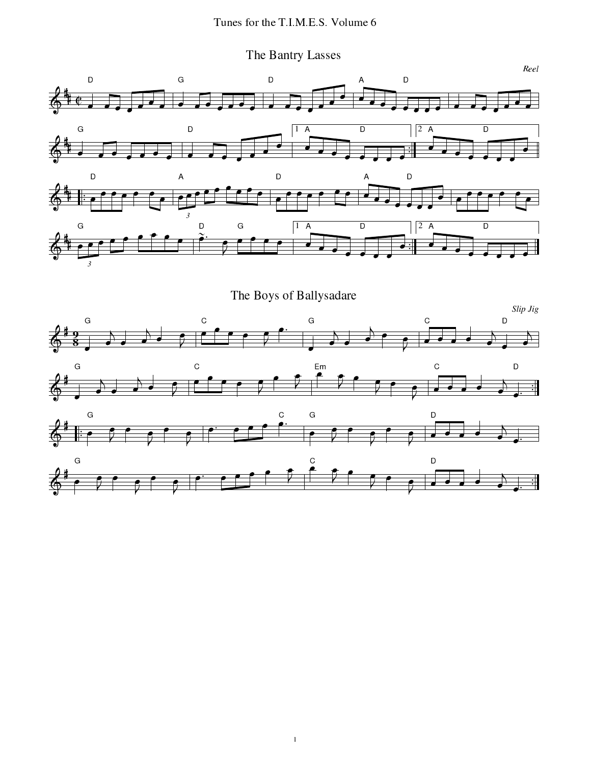Tunes for the T.I.M.E.S. Volume 6

# The Bantry Lasses

*Reel*

# The Boys of Ballysadare

*Slip Jig*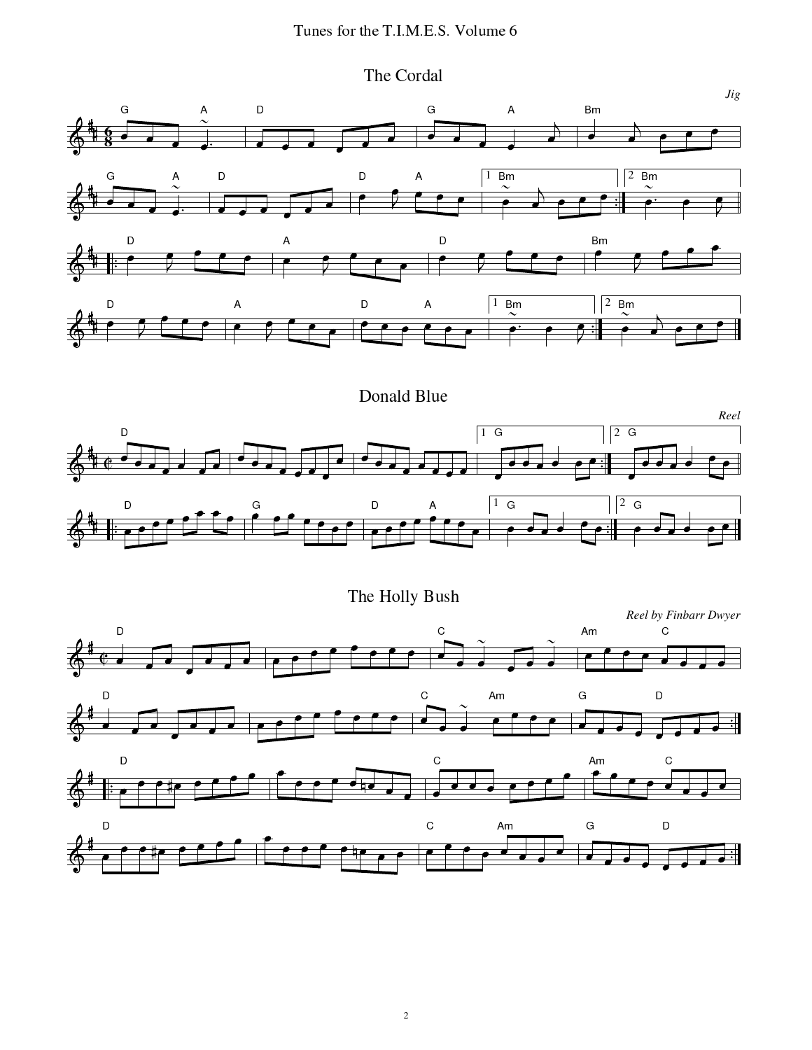# Tunes for the T.I.M.E.S. Volume 6

## The Cordal

*Jig*

## Donald Blue

*Reel*

## The Holly Bush

*Reel by Finbarr Dwyer*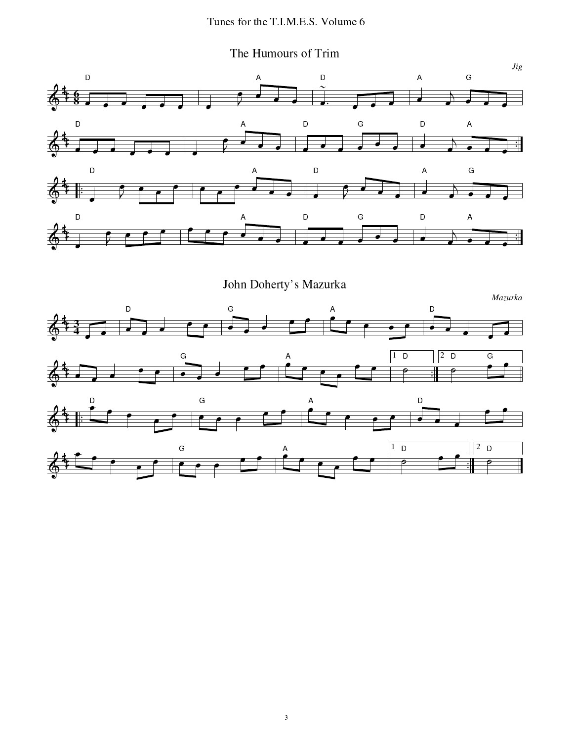## The Humours of Trim

*Jig*

## John Doherty's Mazurka

*Mazurka*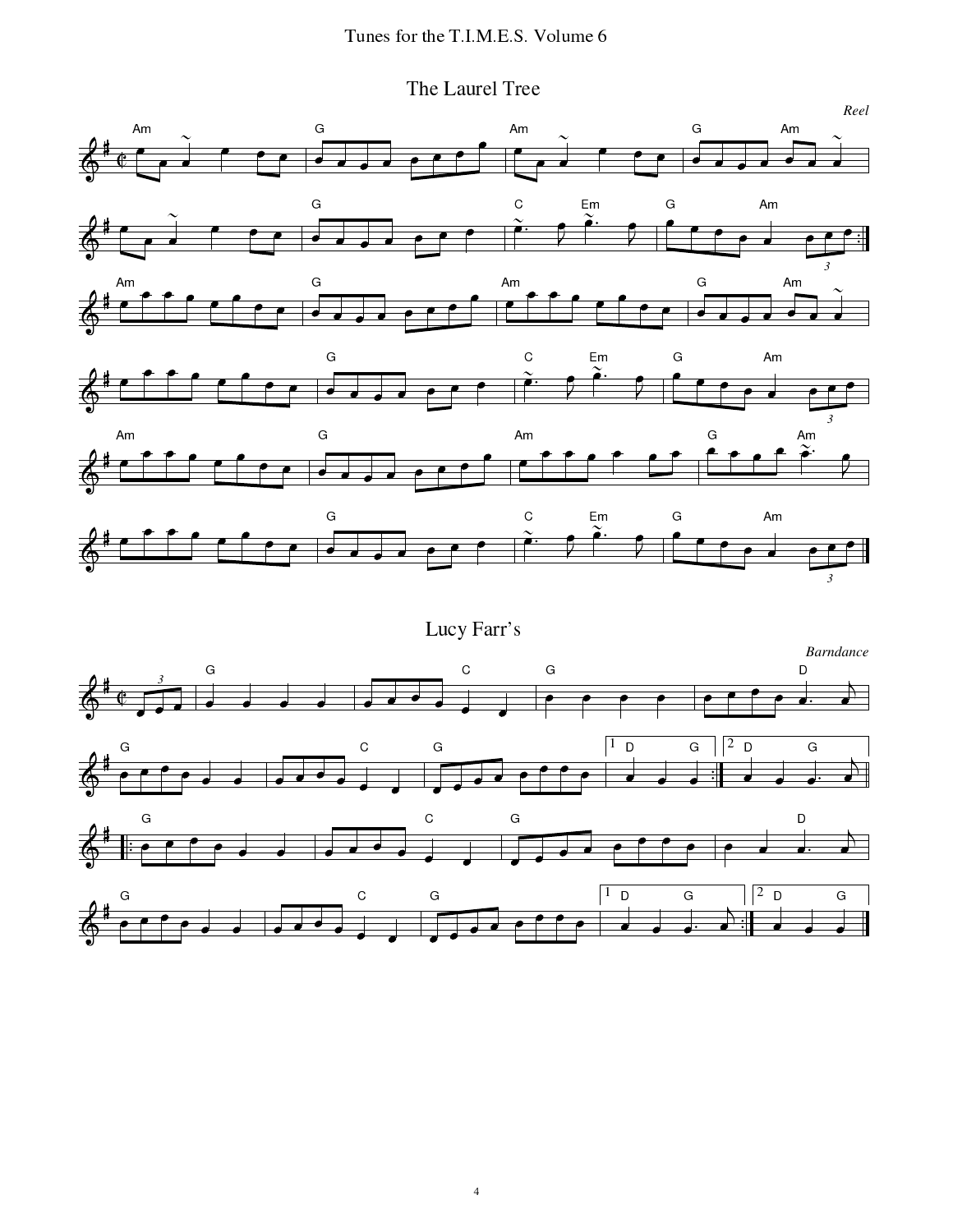# The Laurel Tree

*Reel*

# Lucy Farr's

*Barndance*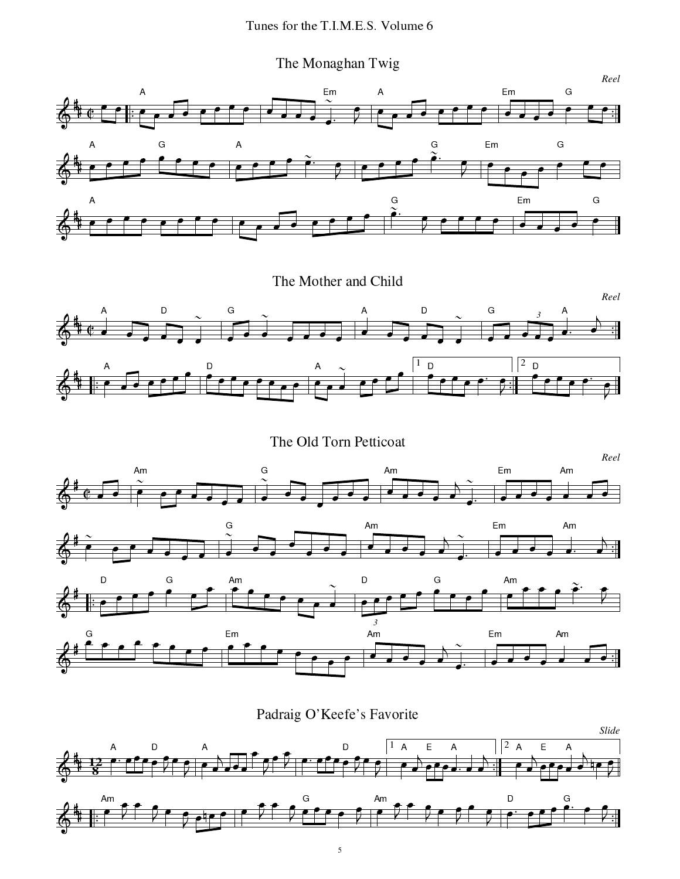## The Monaghan Twig

*Reel*

## The Mother and Child

*Reel*

## The Old Torn Petticoat

*Reel*

## Padraig O'Keefe's Favorite

*Slide*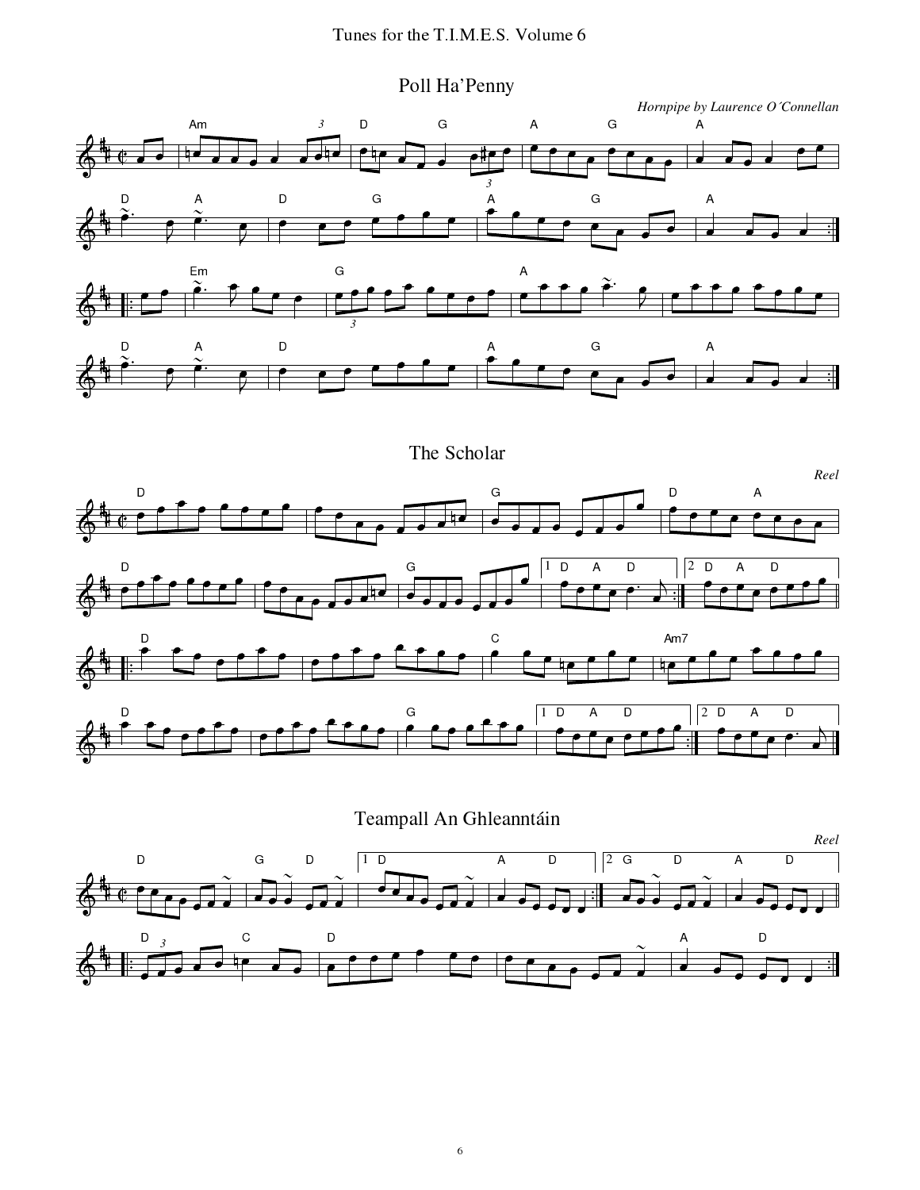## Poll Ha'Penny

*Hornpipe by Laurence O´Connellan*

## The Scholar

*Reel*

## Teampall An Ghleanntáin

*Reel*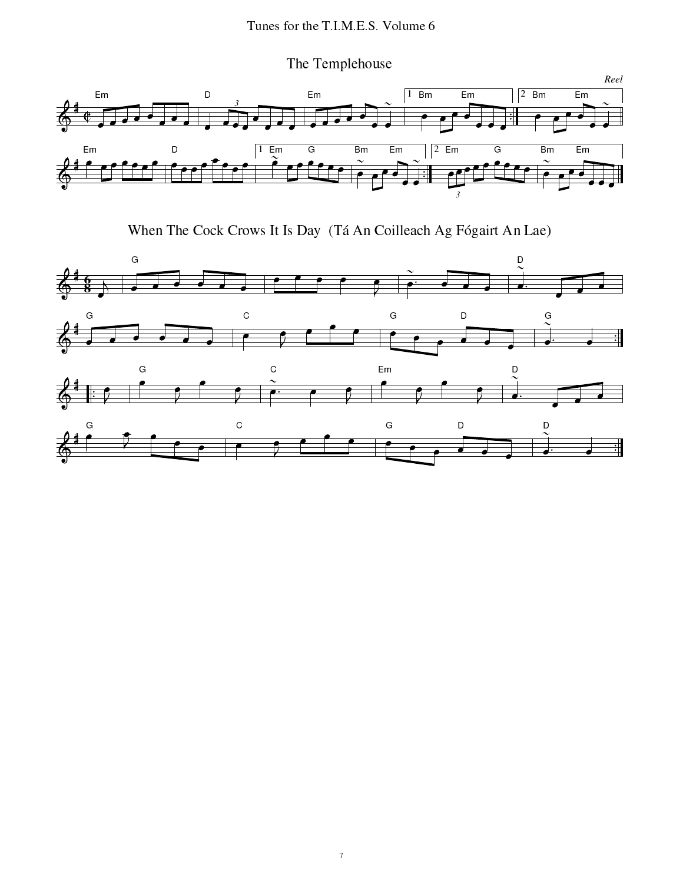## The Templehouse

*Reel*

## When The Cock Crows It Is Day (Tá An Coilleach Ag Fógairt An Lae)